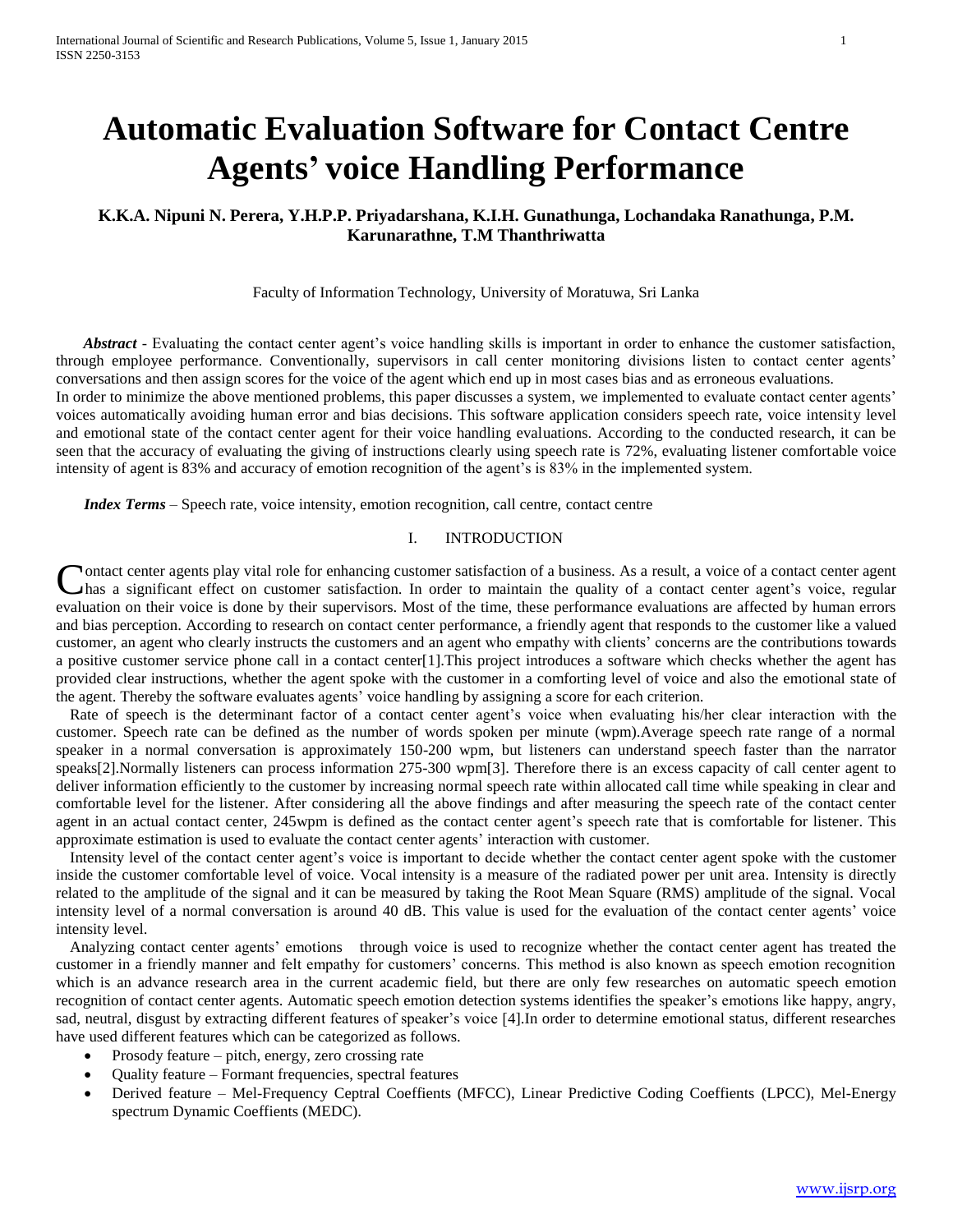# Automatic Evaluation Software for Contact Centre Agents' voice Handling Performance

**K.K.A. Nipuni N. Perera, Y.H.P.P. Priyadarshana, K.I.H. Gunathunga, Lochandaka Ranathunga, P.M. Karunarathne, T.M Thanthriwatta**

Faculty of Information Technology, University of Moratuwa, Sri Lanka

***Abstract*** - Evaluating the contact center agent's voice handling skills is important in order to enhance the customer satisfaction, through employee performance. Conventionally, supervisors in call center monitoring divisions listen to contact center agents' conversations and then assign scores for the voice of the agent which end up in most cases bias and as erroneous evaluations.
In order to minimize the above mentioned problems, this paper discusses a system, we implemented to evaluate contact center agents' voices automatically avoiding human error and bias decisions. This software application considers speech rate, voice intensity level and emotional state of the contact center agent for their voice handling evaluations. According to the conducted research, it can be seen that the accuracy of evaluating the giving of instructions clearly using speech rate is 72%, evaluating listener comfortable voice intensity of agent is 83% and accuracy of emotion recognition of the agent's is 83% in the implemented system.

***Index Terms*** – Speech rate, voice intensity, emotion recognition, call centre, contact centre

## I. INTRODUCTION

Contact center agents play vital role for enhancing customer satisfaction of a business. As a result, a voice of a contact center agent has a significant effect on customer satisfaction. In order to maintain the quality of a contact center agent's voice, regular evaluation on their voice is done by their supervisors. Most of the time, these performance evaluations are affected by human errors and bias perception. According to research on contact center performance, a friendly agent that responds to the customer like a valued customer, an agent who clearly instructs the customers and an agent who empathy with clients' concerns are the contributions towards a positive customer service phone call in a contact center[1].This project introduces a software which checks whether the agent has provided clear instructions, whether the agent spoke with the customer in a comforting level of voice and also the emotional state of the agent. Thereby the software evaluates agents' voice handling by assigning a score for each criterion.

Rate of speech is the determinant factor of a contact center agent's voice when evaluating his/her clear interaction with the customer. Speech rate can be defined as the number of words spoken per minute (wpm).Average speech rate range of a normal speaker in a normal conversation is approximately 150-200 wpm, but listeners can understand speech faster than the narrator speaks[2].Normally listeners can process information 275-300 wpm[3]. Therefore there is an excess capacity of call center agent to deliver information efficiently to the customer by increasing normal speech rate within allocated call time while speaking in clear and comfortable level for the listener. After considering all the above findings and after measuring the speech rate of the contact center agent in an actual contact center, 245wpm is defined as the contact center agent's speech rate that is comfortable for listener. This approximate estimation is used to evaluate the contact center agents' interaction with customer.

Intensity level of the contact center agent's voice is important to decide whether the contact center agent spoke with the customer inside the customer comfortable level of voice. Vocal intensity is a measure of the radiated power per unit area. Intensity is directly related to the amplitude of the signal and it can be measured by taking the Root Mean Square (RMS) amplitude of the signal. Vocal intensity level of a normal conversation is around 40 dB. This value is used for the evaluation of the contact center agents' voice intensity level.

Analyzing contact center agents' emotions through voice is used to recognize whether the contact center agent has treated the customer in a friendly manner and felt empathy for customers' concerns. This method is also known as speech emotion recognition which is an advance research area in the current academic field, but there are only few researches on automatic speech emotion recognition of contact center agents. Automatic speech emotion detection systems identifies the speaker's emotions like happy, angry, sad, neutral, disgust by extracting different features of speaker's voice [4].In order to determine emotional status, different researches have used different features which can be categorized as follows.

- Prosody feature – pitch, energy, zero crossing rate
- Quality feature – Formant frequencies, spectral features
- Derived feature – Mel-Frequency Ceptral Coeffients (MFCC), Linear Predictive Coding Coeffients (LPCC), Mel-Energy spectrum Dynamic Coeffients (MEDC).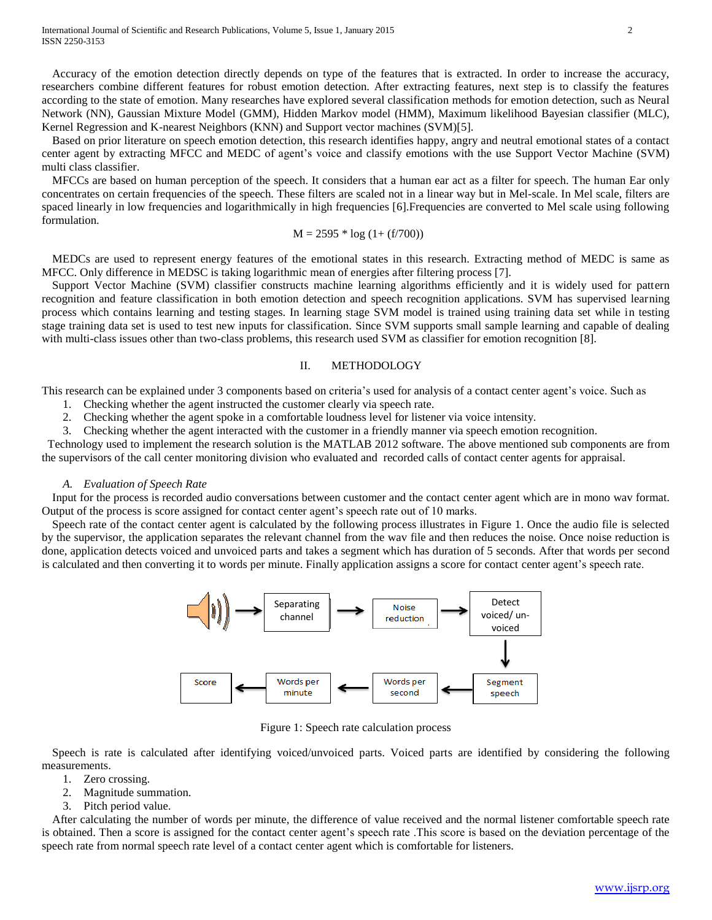Accuracy of the emotion detection directly depends on type of the features that is extracted. In order to increase the accuracy, researchers combine different features for robust emotion detection. After extracting features, next step is to classify the features according to the state of emotion. Many researches have explored several classification methods for emotion detection, such as Neural Network (NN), Gaussian Mixture Model (GMM), Hidden Markov model (HMM), Maximum likelihood Bayesian classifier (MLC), Kernel Regression and K-nearest Neighbors (KNN) and Support vector machines (SVM)[5].

Based on prior literature on speech emotion detection, this research identifies happy, angry and neutral emotional states of a contact center agent by extracting MFCC and MEDC of agent's voice and classify emotions with the use Support Vector Machine (SVM) multi class classifier.

MFCCs are based on human perception of the speech. It considers that a human ear act as a filter for speech. The human Ear only concentrates on certain frequencies of the speech. These filters are scaled not in a linear way but in Mel-scale. In Mel scale, filters are spaced linearly in low frequencies and logarithmically in high frequencies [6].Frequencies are converted to Mel scale using following formulation.

$$M = 2595 * \log(1 + (f/700))$$

MEDCs are used to represent energy features of the emotional states in this research. Extracting method of MEDC is same as MFCC. Only difference in MEDSC is taking logarithmic mean of energies after filtering process [7].

Support Vector Machine (SVM) classifier constructs machine learning algorithms efficiently and it is widely used for pattern recognition and feature classification in both emotion detection and speech recognition applications. SVM has supervised learning process which contains learning and testing stages. In learning stage SVM model is trained using training data set while in testing stage training data set is used to test new inputs for classification. Since SVM supports small sample learning and capable of dealing with multi-class issues other than two-class problems, this research used SVM as classifier for emotion recognition [8].

## II. METHODOLOGY

This research can be explained under 3 components based on criteria's used for analysis of a contact center agent's voice. Such as

1. Checking whether the agent instructed the customer clearly via speech rate.
2. Checking whether the agent spoke in a comfortable loudness level for listener via voice intensity.
3. Checking whether the agent interacted with the customer in a friendly manner via speech emotion recognition.

Technology used to implement the research solution is the MATLAB 2012 software. The above mentioned sub components are from the supervisors of the call center monitoring division who evaluated and recorded calls of contact center agents for appraisal.

### *A. Evaluation of Speech Rate*

Input for the process is recorded audio conversations between customer and the contact center agent which are in mono wav format. Output of the process is score assigned for contact center agent's speech rate out of 10 marks.

Speech rate of the contact center agent is calculated by the following process illustrates in Figure 1. Once the audio file is selected by the supervisor, the application separates the relevant channel from the wav file and then reduces the noise. Once noise reduction is done, application detects voiced and unvoiced parts and takes a segment which has duration of 5 seconds. After that words per second is calculated and then converting it to words per minute. Finally application assigns a score for contact center agent's speech rate.

Separating channel → Noise reduction → Detect voiced/ un-voiced → Segment speech → Words per second → Words per minute → Score

Figure 1: Speech rate calculation process

Speech is rate is calculated after identifying voiced/unvoiced parts. Voiced parts are identified by considering the following measurements.

1. Zero crossing.
2. Magnitude summation.
3. Pitch period value.

After calculating the number of words per minute, the difference of value received and the normal listener comfortable speech rate is obtained. Then a score is assigned for the contact center agent's speech rate .This score is based on the deviation percentage of the speech rate from normal speech rate level of a contact center agent which is comfortable for listeners.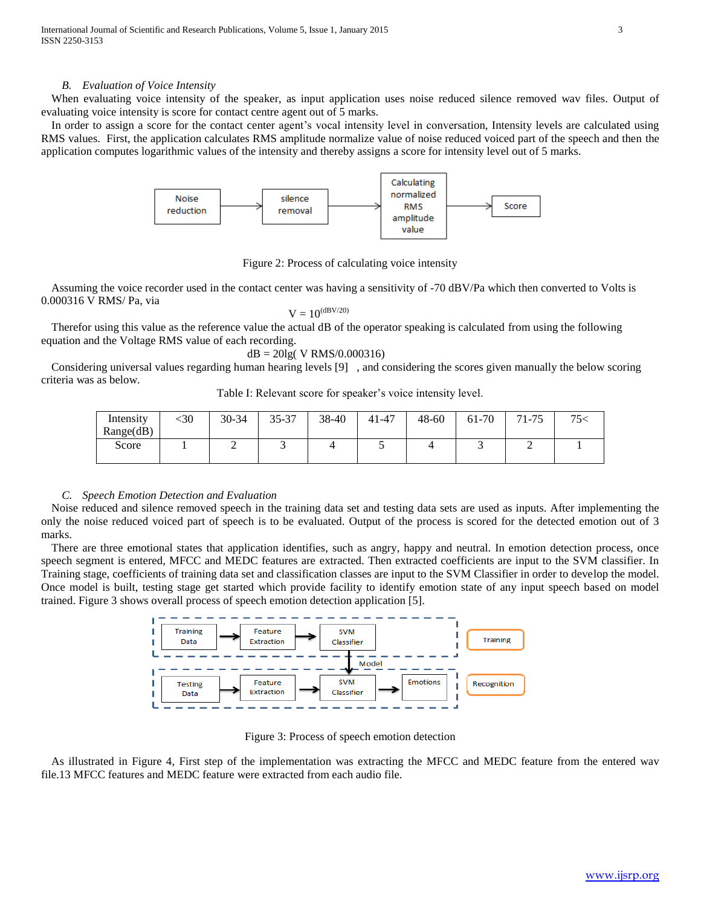### B. *Evaluation of Voice Intensity*

When evaluating voice intensity of the speaker, as input application uses noise reduced silence removed wav files. Output of evaluating voice intensity is score for contact centre agent out of 5 marks.

In order to assign a score for the contact center agent's vocal intensity level in conversation, Intensity levels are calculated using RMS values. First, the application calculates RMS amplitude normalize value of noise reduced voiced part of the speech and then the application computes logarithmic values of the intensity and thereby assigns a score for intensity level out of 5 marks.

Noise reduction → silence removal → Calculating normalized RMS amplitude value → Score

Figure 2: Process of calculating voice intensity

Assuming the voice recorder used in the contact center was having a sensitivity of -70 dBV/Pa which then converted to Volts is 0.000316 V RMS/ Pa, via

$$V = 10^{(dBV/20)}$$

Therefor using this value as the reference value the actual dB of the operator speaking is calculated from using the following equation and the Voltage RMS value of each recording.

$$dB = 20\lg(V\ RMS/0.000316)$$

Considering universal values regarding human hearing levels [9] , and considering the scores given manually the below scoring criteria was as below.

Table I: Relevant score for speaker's voice intensity level.

| Intensity Range(dB) | <30 | 30-34 | 35-37 | 38-40 | 41-47 | 48-60 | 61-70 | 71-75 | 75< |
|---|---|---|---|---|---|---|---|---|---|
| Score | 1 | 2 | 3 | 4 | 5 | 4 | 3 | 2 | 1 |

### C. *Speech Emotion Detection and Evaluation*

Noise reduced and silence removed speech in the training data set and testing data sets are used as inputs. After implementing the only the noise reduced voiced part of speech is to be evaluated. Output of the process is scored for the detected emotion out of 3 marks.

There are three emotional states that application identifies, such as angry, happy and neutral. In emotion detection process, once speech segment is entered, MFCC and MEDC features are extracted. Then extracted coefficients are input to the SVM classifier. In Training stage, coefficients of training data set and classification classes are input to the SVM Classifier in order to develop the model. Once model is built, testing stage get started which provide facility to identify emotion state of any input speech based on model trained. Figure 3 shows overall process of speech emotion detection application [5].

Training: Training Data → Feature Extraction → SVM Classifier → Model

Recognition: Testing Data → Feature Extraction → SVM Classifier → Emotions

Figure 3: Process of speech emotion detection

As illustrated in Figure 4, First step of the implementation was extracting the MFCC and MEDC feature from the entered wav file.13 MFCC features and MEDC feature were extracted from each audio file.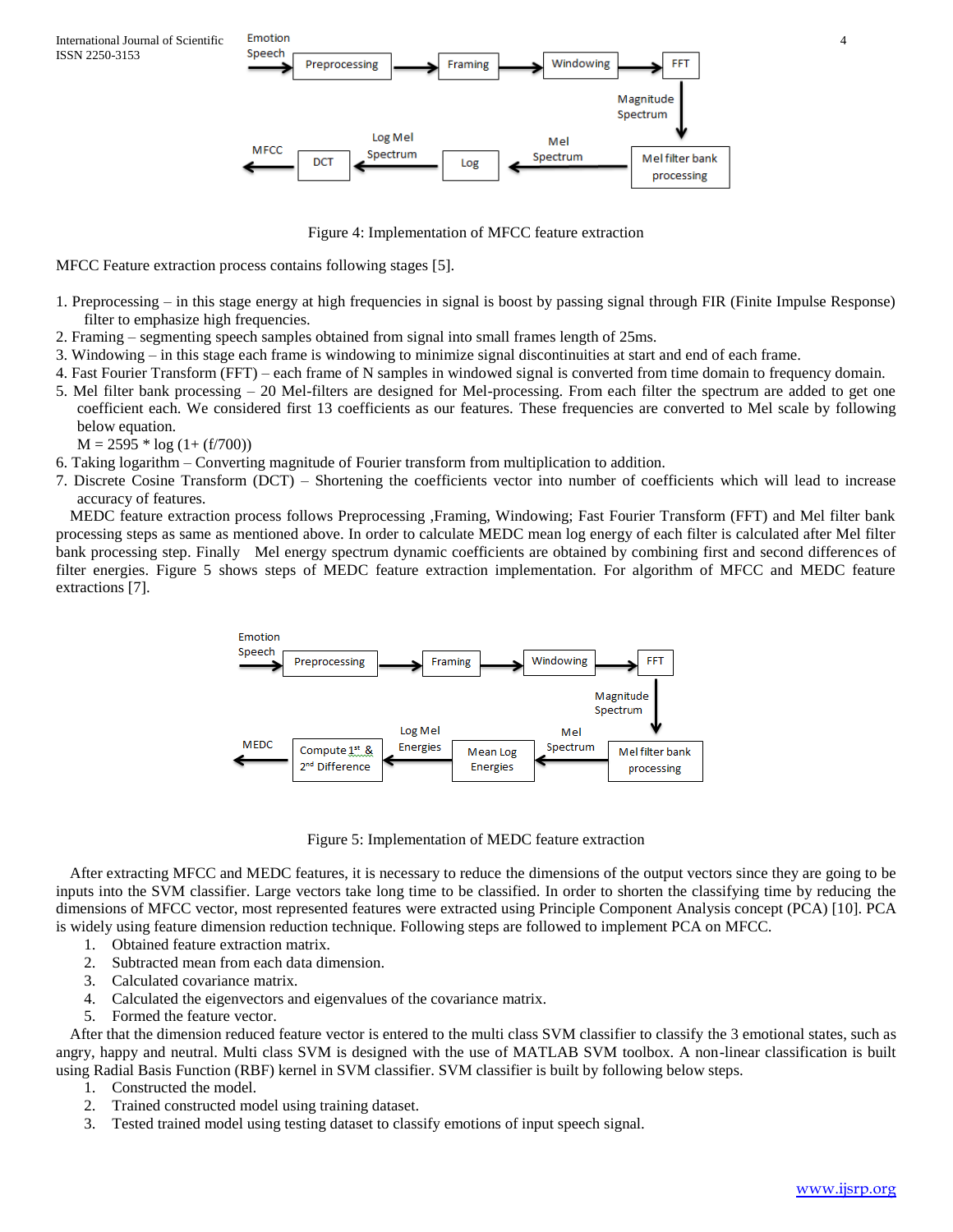Figure 4: Implementation of MFCC feature extraction

MFCC Feature extraction process contains following stages [5].

1. Preprocessing – in this stage energy at high frequencies in signal is boost by passing signal through FIR (Finite Impulse Response) filter to emphasize high frequencies.
2. Framing – segmenting speech samples obtained from signal into small frames length of 25ms.
3. Windowing – in this stage each frame is windowing to minimize signal discontinuities at start and end of each frame.
4. Fast Fourier Transform (FFT) – each frame of N samples in windowed signal is converted from time domain to frequency domain.
5. Mel filter bank processing – 20 Mel-filters are designed for Mel-processing. From each filter the spectrum are added to get one coefficient each. We considered first 13 coefficients as our features. These frequencies are converted to Mel scale by following below equation.
   $M = 2595 * \log (1+ (f/700))$
6. Taking logarithm – Converting magnitude of Fourier transform from multiplication to addition.
7. Discrete Cosine Transform (DCT) – Shortening the coefficients vector into number of coefficients which will lead to increase accuracy of features.

MEDC feature extraction process follows Preprocessing ,Framing, Windowing; Fast Fourier Transform (FFT) and Mel filter bank processing steps as same as mentioned above. In order to calculate MEDC mean log energy of each filter is calculated after Mel filter bank processing step. Finally  Mel energy spectrum dynamic coefficients are obtained by combining first and second differences of filter energies. Figure 5 shows steps of MEDC feature extraction implementation. For algorithm of MFCC and MEDC feature extractions [7].

Figure 5: Implementation of MEDC feature extraction

After extracting MFCC and MEDC features, it is necessary to reduce the dimensions of the output vectors since they are going to be inputs into the SVM classifier. Large vectors take long time to be classified. In order to shorten the classifying time by reducing the dimensions of MFCC vector, most represented features were extracted using Principle Component Analysis concept (PCA) [10]. PCA is widely using feature dimension reduction technique. Following steps are followed to implement PCA on MFCC.

1. Obtained feature extraction matrix.
2. Subtracted mean from each data dimension.
3. Calculated covariance matrix.
4. Calculated the eigenvectors and eigenvalues of the covariance matrix.
5. Formed the feature vector.

After that the dimension reduced feature vector is entered to the multi class SVM classifier to classify the 3 emotional states, such as angry, happy and neutral. Multi class SVM is designed with the use of MATLAB SVM toolbox. A non-linear classification is built using Radial Basis Function (RBF) kernel in SVM classifier. SVM classifier is built by following below steps.

1. Constructed the model.
2. Trained constructed model using training dataset.
3. Tested trained model using testing dataset to classify emotions of input speech signal.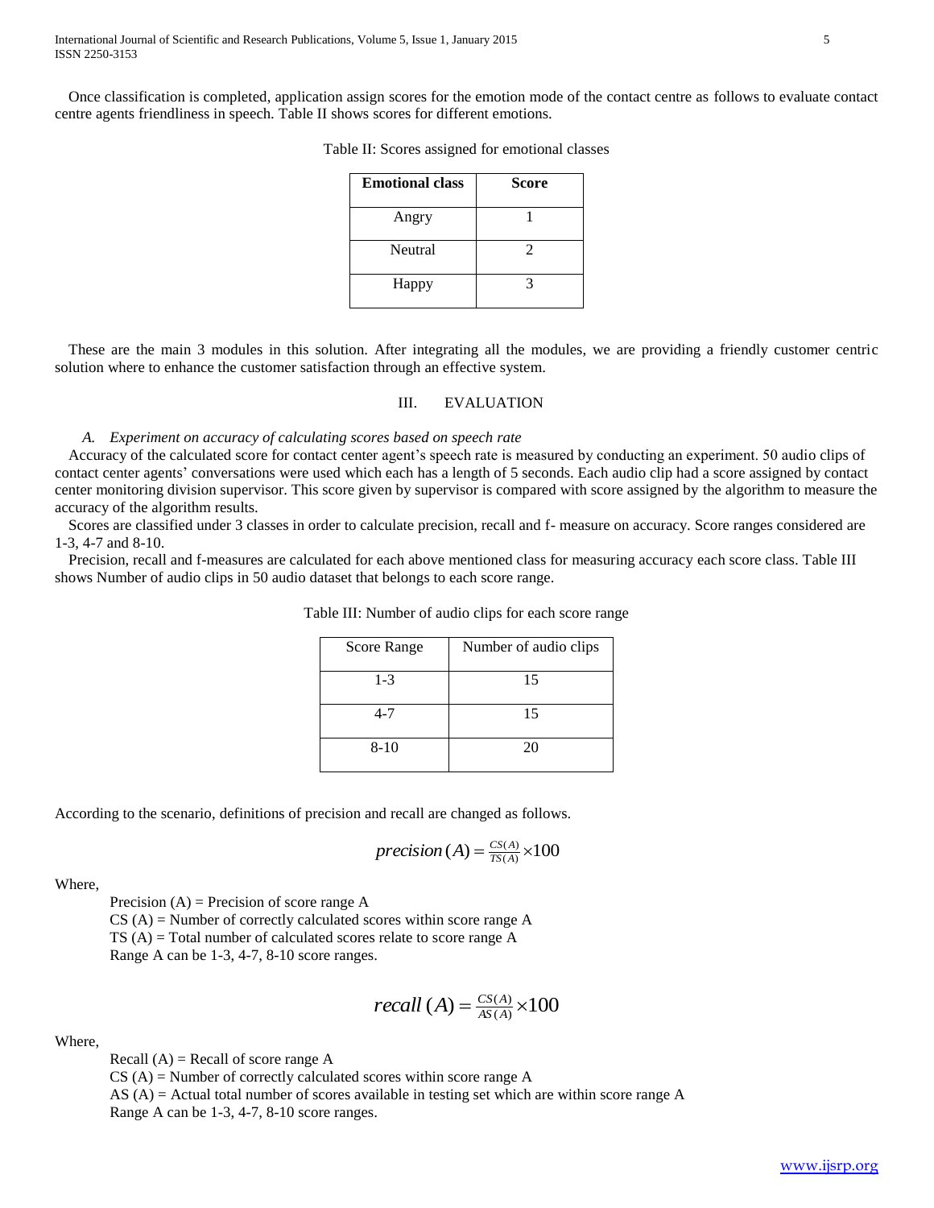Once classification is completed, application assign scores for the emotion mode of the contact centre as follows to evaluate contact centre agents friendliness in speech. Table II shows scores for different emotions.

Table II: Scores assigned for emotional classes

| **Emotional class** | **Score** |
|---|---|
| Angry | 1 |
| Neutral | 2 |
| Happy | 3 |

These are the main 3 modules in this solution. After integrating all the modules, we are providing a friendly customer centric solution where to enhance the customer satisfaction through an effective system.

## III. EVALUATION

### *A. Experiment on accuracy of calculating scores based on speech rate*

Accuracy of the calculated score for contact center agent's speech rate is measured by conducting an experiment. 50 audio clips of contact center agents' conversations were used which each has a length of 5 seconds. Each audio clip had a score assigned by contact center monitoring division supervisor. This score given by supervisor is compared with score assigned by the algorithm to measure the accuracy of the algorithm results.

Scores are classified under 3 classes in order to calculate precision, recall and f- measure on accuracy. Score ranges considered are 1-3, 4-7 and 8-10.

Precision, recall and f-measures are calculated for each above mentioned class for measuring accuracy each score class. Table III shows Number of audio clips in 50 audio dataset that belongs to each score range.

Table III: Number of audio clips for each score range

| Score Range | Number of audio clips |
|---|---|
| 1-3 | 15 |
| 4-7 | 15 |
| 8-10 | 20 |

According to the scenario, definitions of precision and recall are changed as follows.

$$precision(A) = \frac{CS(A)}{TS(A)} \times 100$$

Where,

Precision (A) = Precision of score range A
CS (A) = Number of correctly calculated scores within score range A
TS (A) = Total number of calculated scores relate to score range A
Range A can be 1-3, 4-7, 8-10 score ranges.

$$recall(A) = \frac{CS(A)}{AS(A)} \times 100$$

Where,

Recall (A) = Recall of score range A
CS (A) = Number of correctly calculated scores within score range A
AS (A) = Actual total number of scores available in testing set which are within score range A
Range A can be 1-3, 4-7, 8-10 score ranges.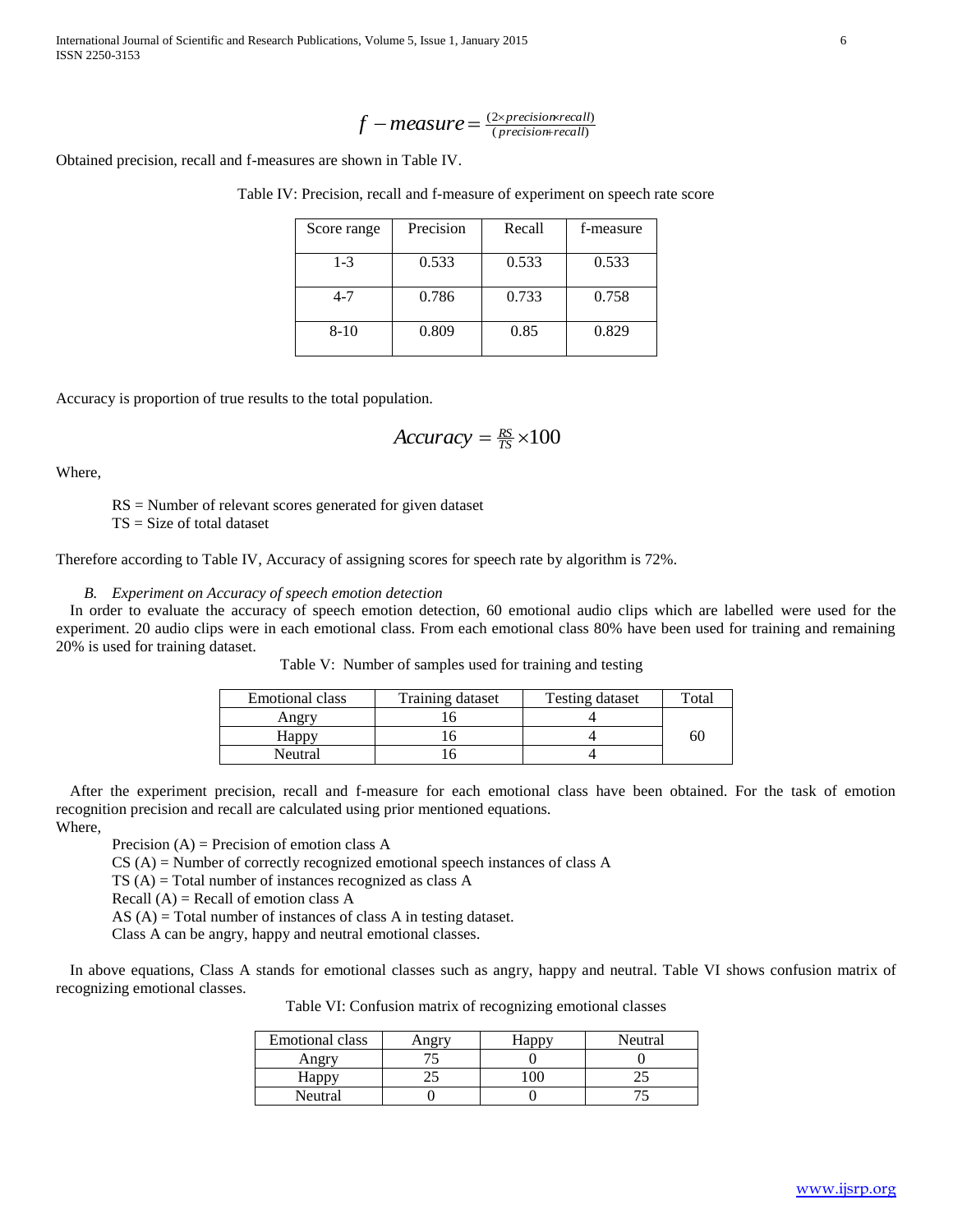$$f - measure = \frac{(2 \times precision \times recall)}{(precision + recall)}$$

Obtained precision, recall and f-measures are shown in Table IV.

Table IV: Precision, recall and f-measure of experiment on speech rate score

| Score range | Precision | Recall | f-measure |
|---|---|---|---|
| 1-3 | 0.533 | 0.533 | 0.533 |
| 4-7 | 0.786 | 0.733 | 0.758 |
| 8-10 | 0.809 | 0.85 | 0.829 |

Accuracy is proportion of true results to the total population.

$$Accuracy = \frac{RS}{TS} \times 100$$

Where,

RS = Number of relevant scores generated for given dataset
TS = Size of total dataset

Therefore according to Table IV, Accuracy of assigning scores for speech rate by algorithm is 72%.

### *B. Experiment on Accuracy of speech emotion detection*

In order to evaluate the accuracy of speech emotion detection, 60 emotional audio clips which are labelled were used for the experiment. 20 audio clips were in each emotional class. From each emotional class 80% have been used for training and remaining 20% is used for training dataset.

Table V: Number of samples used for training and testing

| Emotional class | Training dataset | Testing dataset | Total |
|---|---|---|---|
| Angry | 16 | 4 | 60 |
| Happy | 16 | 4 | |
| Neutral | 16 | 4 | |

After the experiment precision, recall and f-measure for each emotional class have been obtained. For the task of emotion recognition precision and recall are calculated using prior mentioned equations.
Where,

Precision (A) = Precision of emotion class A
CS (A) = Number of correctly recognized emotional speech instances of class A
TS (A) = Total number of instances recognized as class A
Recall (A) = Recall of emotion class A
AS (A) = Total number of instances of class A in testing dataset.
Class A can be angry, happy and neutral emotional classes.

In above equations, Class A stands for emotional classes such as angry, happy and neutral. Table VI shows confusion matrix of recognizing emotional classes.

Table VI: Confusion matrix of recognizing emotional classes

| Emotional class | Angry | Happy | Neutral |
|---|---|---|---|
| Angry | 75 | 0 | 0 |
| Happy | 25 | 100 | 25 |
| Neutral | 0 | 0 | 75 |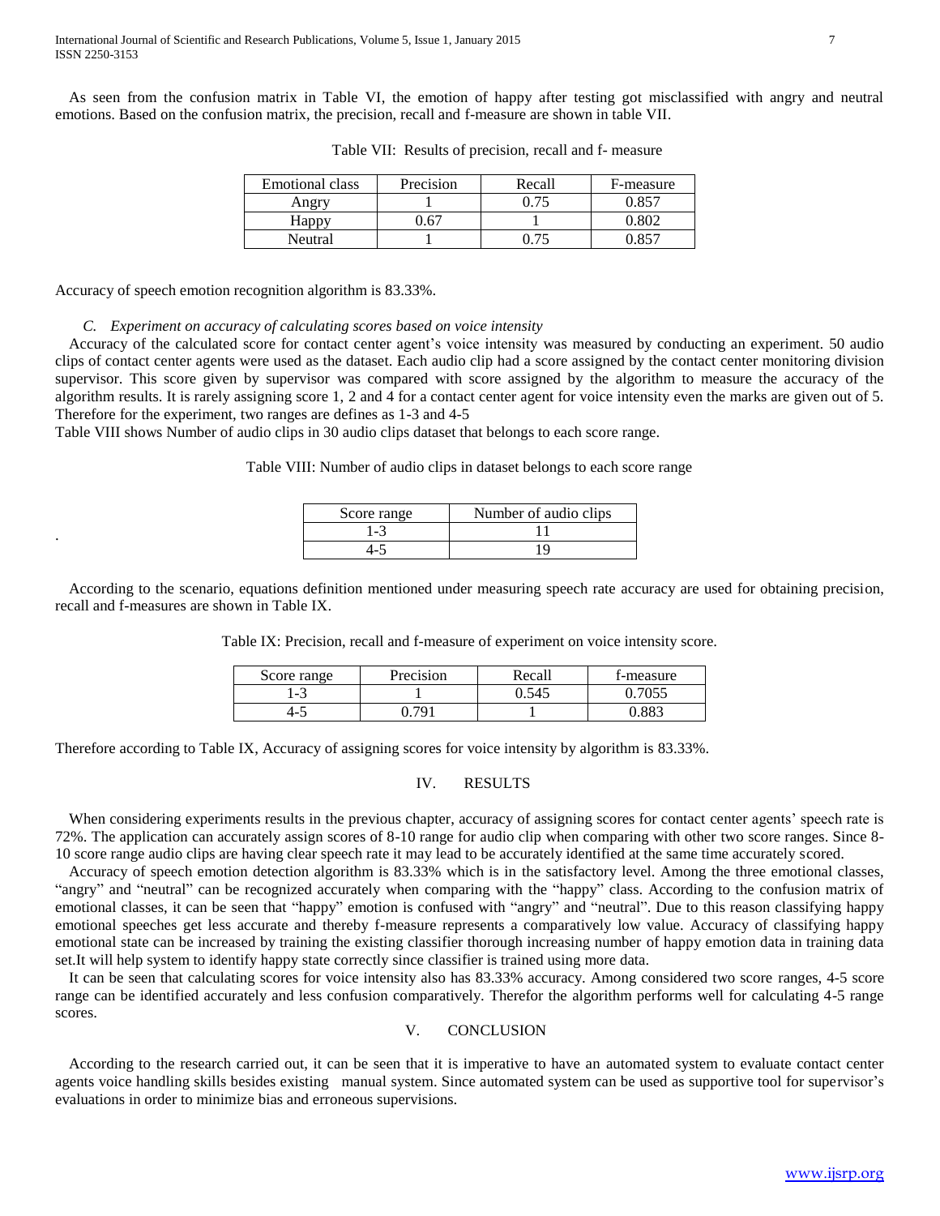As seen from the confusion matrix in Table VI, the emotion of happy after testing got misclassified with angry and neutral emotions. Based on the confusion matrix, the precision, recall and f-measure are shown in table VII.

Table VII: Results of precision, recall and f- measure

| Emotional class | Precision | Recall | F-measure |
|---|---|---|---|
| Angry | 1 | 0.75 | 0.857 |
| Happy | 0.67 | 1 | 0.802 |
| Neutral | 1 | 0.75 | 0.857 |

Accuracy of speech emotion recognition algorithm is 83.33%.

### *C. Experiment on accuracy of calculating scores based on voice intensity*

Accuracy of the calculated score for contact center agent's voice intensity was measured by conducting an experiment. 50 audio clips of contact center agents were used as the dataset. Each audio clip had a score assigned by the contact center monitoring division supervisor. This score given by supervisor was compared with score assigned by the algorithm to measure the accuracy of the algorithm results. It is rarely assigning score 1, 2 and 4 for a contact center agent for voice intensity even the marks are given out of 5. Therefore for the experiment, two ranges are defines as 1-3 and 4-5

Table VIII shows Number of audio clips in 30 audio clips dataset that belongs to each score range.

Table VIII: Number of audio clips in dataset belongs to each score range

| Score range | Number of audio clips |
|---|---|
| 1-3 | 11 |
| 4-5 | 19 |

According to the scenario, equations definition mentioned under measuring speech rate accuracy are used for obtaining precision, recall and f-measures are shown in Table IX.

Table IX: Precision, recall and f-measure of experiment on voice intensity score.

| Score range | Precision | Recall | f-measure |
|---|---|---|---|
| 1-3 | 1 | 0.545 | 0.7055 |
| 4-5 | 0.791 | 1 | 0.883 |

Therefore according to Table IX, Accuracy of assigning scores for voice intensity by algorithm is 83.33%.

## IV. RESULTS

When considering experiments results in the previous chapter, accuracy of assigning scores for contact center agents' speech rate is 72%. The application can accurately assign scores of 8-10 range for audio clip when comparing with other two score ranges. Since 8-10 score range audio clips are having clear speech rate it may lead to be accurately identified at the same time accurately scored.

Accuracy of speech emotion detection algorithm is 83.33% which is in the satisfactory level. Among the three emotional classes, "angry" and "neutral" can be recognized accurately when comparing with the "happy" class. According to the confusion matrix of emotional classes, it can be seen that "happy" emotion is confused with "angry" and "neutral". Due to this reason classifying happy emotional speeches get less accurate and thereby f-measure represents a comparatively low value. Accuracy of classifying happy emotional state can be increased by training the existing classifier thorough increasing number of happy emotion data in training data set.It will help system to identify happy state correctly since classifier is trained using more data.

It can be seen that calculating scores for voice intensity also has 83.33% accuracy. Among considered two score ranges, 4-5 score range can be identified accurately and less confusion comparatively. Therefor the algorithm performs well for calculating 4-5 range scores.

## V. CONCLUSION

According to the research carried out, it can be seen that it is imperative to have an automated system to evaluate contact center agents voice handling skills besides existing manual system. Since automated system can be used as supportive tool for supervisor's evaluations in order to minimize bias and erroneous supervisions.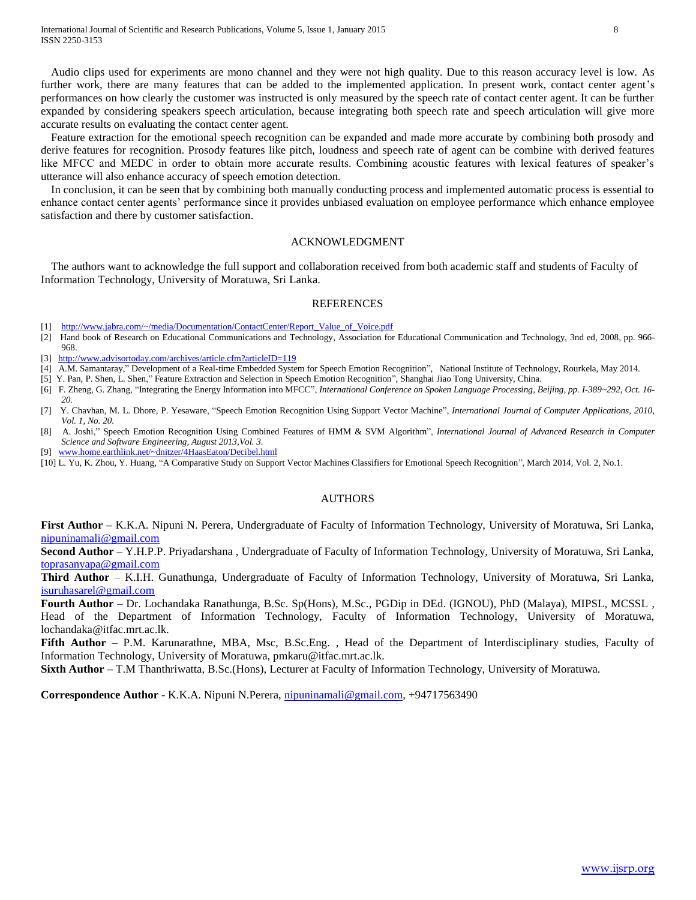Audio clips used for experiments are mono channel and they were not high quality. Due to this reason accuracy level is low. As further work, there are many features that can be added to the implemented application. In present work, contact center agent's performances on how clearly the customer was instructed is only measured by the speech rate of contact center agent. It can be further expanded by considering speakers speech articulation, because integrating both speech rate and speech articulation will give more accurate results on evaluating the contact center agent.

Feature extraction for the emotional speech recognition can be expanded and made more accurate by combining both prosody and derive features for recognition. Prosody features like pitch, loudness and speech rate of agent can be combine with derived features like MFCC and MEDC in order to obtain more accurate results. Combining acoustic features with lexical features of speaker's utterance will also enhance accuracy of speech emotion detection.

In conclusion, it can be seen that by combining both manually conducting process and implemented automatic process is essential to enhance contact center agents' performance since it provides unbiased evaluation on employee performance which enhance employee satisfaction and there by customer satisfaction.

## ACKNOWLEDGMENT

The authors want to acknowledge the full support and collaboration received from both academic staff and students of Faculty of Information Technology, University of Moratuwa, Sri Lanka.

## REFERENCES

[1] http://www.jabra.com/~/media/Documentation/ContactCenter/Report_Value_of_Voice.pdf

[2] Hand book of Research on Educational Communications and Technology, Association for Educational Communication and Technology, 3nd ed, 2008, pp. 966-968.

[3] http://www.advisortoday.com/archives/article.cfm?articleID=119

[4] A.M. Samantaray," Development of a Real-time Embedded System for Speech Emotion Recognition", National Institute of Technology, Rourkela, May 2014.

[5] Y. Pan, P. Shen, L. Shen," Feature Extraction and Selection in Speech Emotion Recognition", Shanghai Jiao Tong University, China.

[6] F. Zheng, G. Zhang, "Integrating the Energy Information into MFCC", *International Conference on Spoken Language Processing, Beijing, pp. I-389~292, Oct. 16-20.*

[7] Y. Chavhan, M. L. Dhore, P. Yesaware, "Speech Emotion Recognition Using Support Vector Machine", *International Journal of Computer Applications, 2010, Vol. 1, No. 20.*

[8] A. Joshi," Speech Emotion Recognition Using Combined Features of HMM & SVM Algorithm", *International Journal of Advanced Research in Computer Science and Software Engineering, August 2013,Vol. 3.*

[9] www.home.earthlink.net/~dnitzer/4HaasEaton/Decibel.html

[10] L. Yu, K. Zhou, Y. Huang, "A Comparative Study on Support Vector Machines Classifiers for Emotional Speech Recognition", March 2014, Vol. 2, No.1.

## AUTHORS

**First Author –** K.K.A. Nipuni N. Perera, Undergraduate of Faculty of Information Technology, University of Moratuwa, Sri Lanka, nipuninamali@gmail.com

**Second Author** – Y.H.P.P. Priyadarshana , Undergraduate of Faculty of Information Technology, University of Moratuwa, Sri Lanka, toprasanyapa@gmail.com

**Third Author** – K.I.H. Gunathunga, Undergraduate of Faculty of Information Technology, University of Moratuwa, Sri Lanka, isuruhasarel@gmail.com

**Fourth Author** – Dr. Lochandaka Ranathunga, B.Sc. Sp(Hons), M.Sc., PGDip in DEd. (IGNOU), PhD (Malaya), MIPSL, MCSSL , Head of the Department of Information Technology, Faculty of Information Technology, University of Moratuwa, lochandaka@itfac.mrt.ac.lk.

**Fifth Author** – P.M. Karunarathne, MBA, Msc, B.Sc.Eng. , Head of the Department of Interdisciplinary studies, Faculty of Information Technology, University of Moratuwa, pmkaru@itfac.mrt.ac.lk.

**Sixth Author –** T.M Thanthriwatta, B.Sc.(Hons), Lecturer at Faculty of Information Technology, University of Moratuwa.

**Correspondence Author** - K.K.A. Nipuni N.Perera, nipuninamali@gmail.com, +94717563490